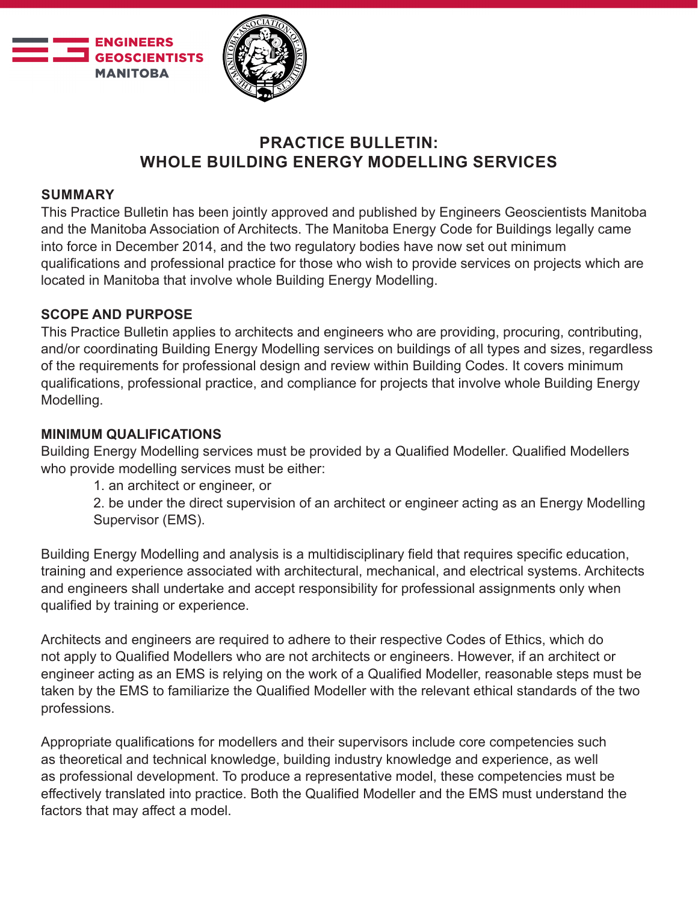# PRACTICE BULLETIN: WHOLE BUILDING ENERGY MODELLING SERVICES

## SUMMARY

This Practice Bulletin has been jointly approved and published by Engineers Geoscientists Manitoba and the Manitoba Association of Architects. The Manitoba Energy Code for Buildings legally came into force in December 2014, and the two regulatory bodies have now set out minimum qualifications and professional practice for those who wish to provide services on projects which are located in Manitoba that involve whole Building Energy Modelling.

## SCOPE AND PURPOSE

This Practice Bulletin applies to architects and engineers who are providing, procuring, contributing, and/or coordinating Building Energy Modelling services on buildings of all types and sizes, regardless of the requirements for professional design and review within Building Codes. It covers minimum qualifications, professional practice, and compliance for projects that involve whole Building Energy Modelling.

## MINIMUM QUALIFICATIONS

Building Energy Modelling services must be provided by a Qualified Modeller. Qualified Modellers who provide modelling services must be either:

1. an architect or engineer, or
2. be under the direct supervision of an architect or engineer acting as an Energy Modelling Supervisor (EMS).

Building Energy Modelling and analysis is a multidisciplinary field that requires specific education, training and experience associated with architectural, mechanical, and electrical systems. Architects and engineers shall undertake and accept responsibility for professional assignments only when qualified by training or experience.

Architects and engineers are required to adhere to their respective Codes of Ethics, which do not apply to Qualified Modellers who are not architects or engineers. However, if an architect or engineer acting as an EMS is relying on the work of a Qualified Modeller, reasonable steps must be taken by the EMS to familiarize the Qualified Modeller with the relevant ethical standards of the two professions.

Appropriate qualifications for modellers and their supervisors include core competencies such as theoretical and technical knowledge, building industry knowledge and experience, as well as professional development. To produce a representative model, these competencies must be effectively translated into practice. Both the Qualified Modeller and the EMS must understand the factors that may affect a model.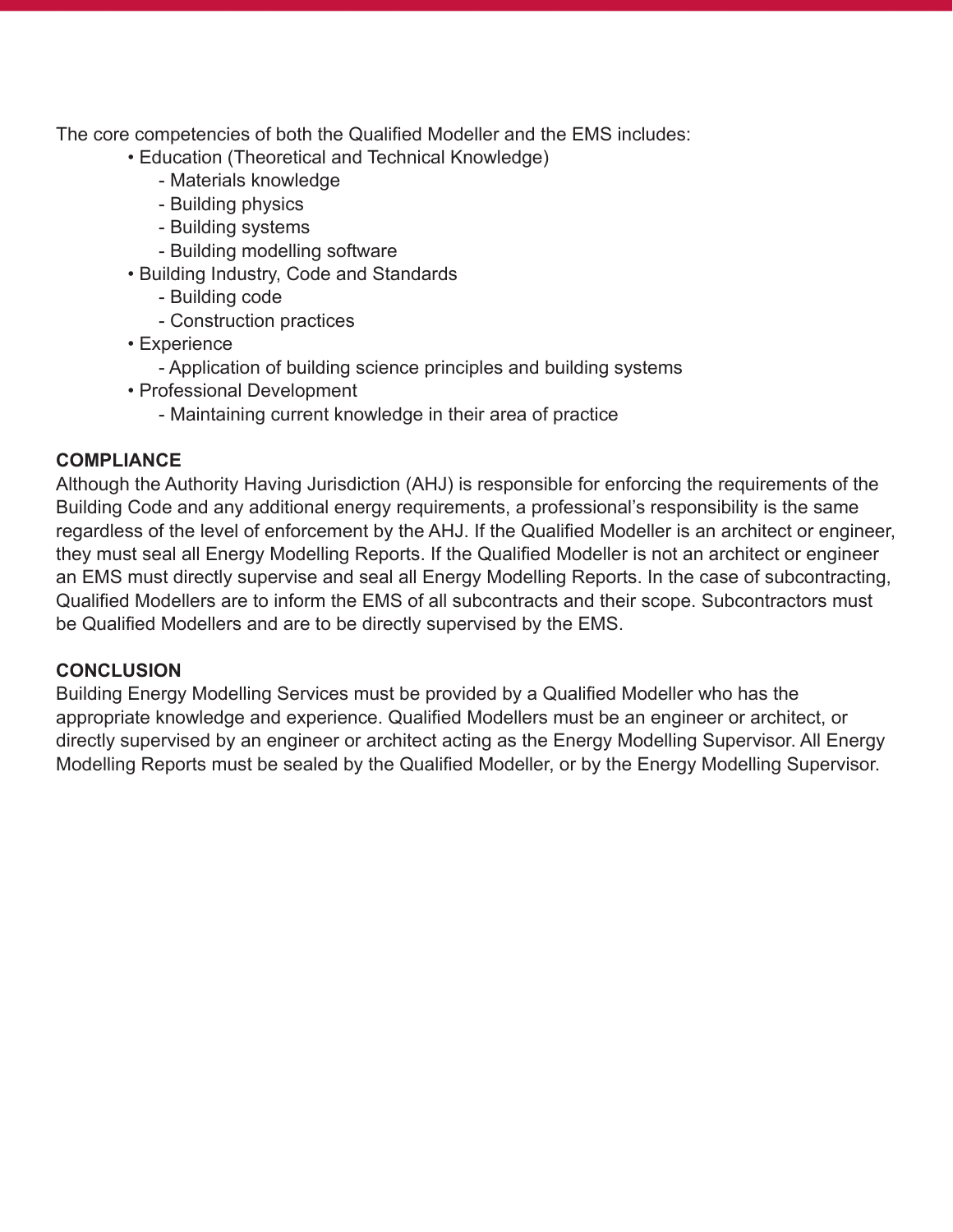The core competencies of both the Qualified Modeller and the EMS includes:

- Education (Theoretical and Technical Knowledge)
  - Materials knowledge
  - Building physics
  - Building systems
  - Building modelling software
- Building Industry, Code and Standards
  - Building code
  - Construction practices
- Experience
  - Application of building science principles and building systems
- Professional Development
  - Maintaining current knowledge in their area of practice

## COMPLIANCE

Although the Authority Having Jurisdiction (AHJ) is responsible for enforcing the requirements of the Building Code and any additional energy requirements, a professional's responsibility is the same regardless of the level of enforcement by the AHJ. If the Qualified Modeller is an architect or engineer, they must seal all Energy Modelling Reports. If the Qualified Modeller is not an architect or engineer an EMS must directly supervise and seal all Energy Modelling Reports. In the case of subcontracting, Qualified Modellers are to inform the EMS of all subcontracts and their scope. Subcontractors must be Qualified Modellers and are to be directly supervised by the EMS.

## CONCLUSION

Building Energy Modelling Services must be provided by a Qualified Modeller who has the appropriate knowledge and experience. Qualified Modellers must be an engineer or architect, or directly supervised by an engineer or architect acting as the Energy Modelling Supervisor. All Energy Modelling Reports must be sealed by the Qualified Modeller, or by the Energy Modelling Supervisor.